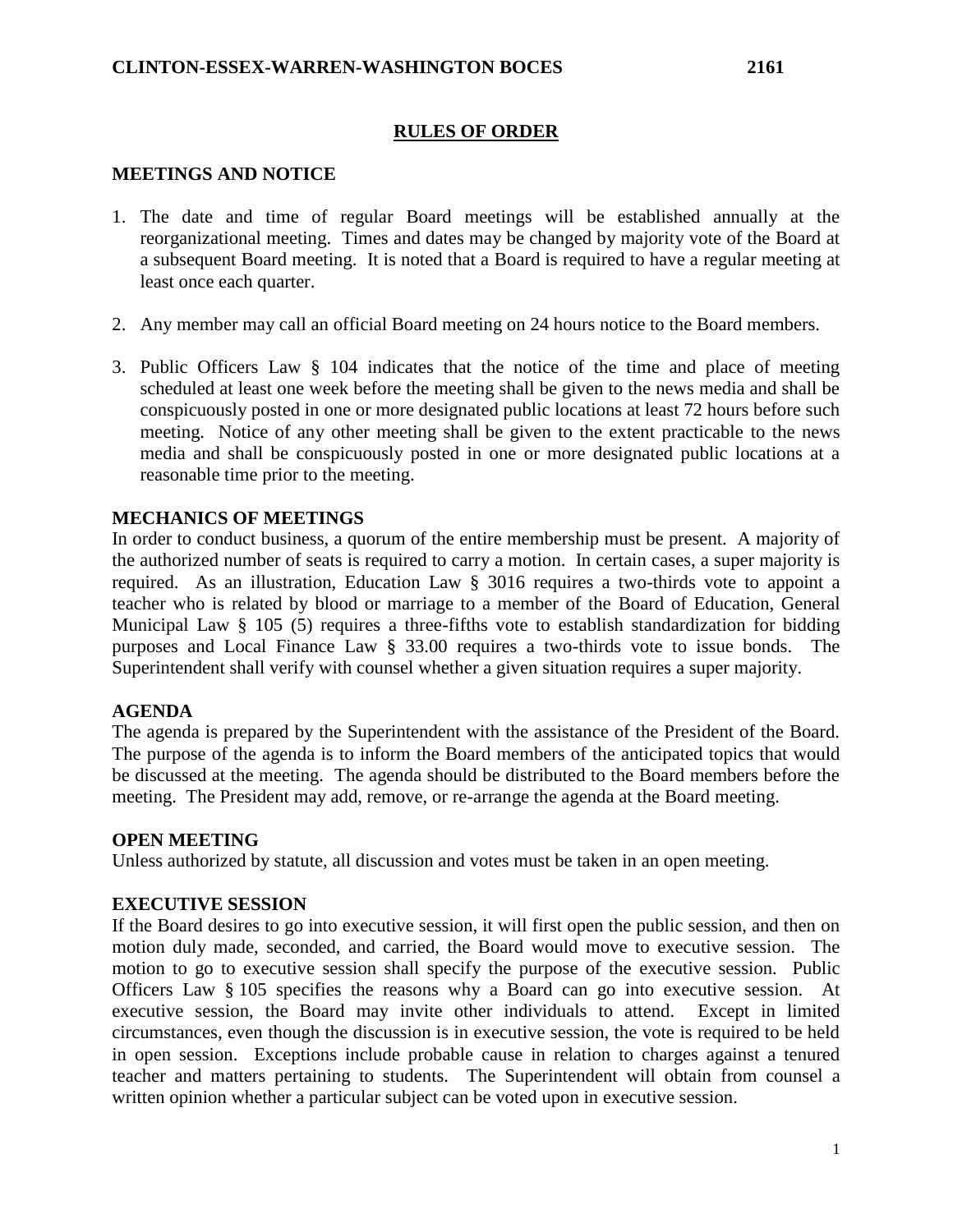**CLINTON-ESSEX-WARREN-WASHINGTON BOCES 2161**

# RULES OF ORDER

## MEETINGS AND NOTICE

1. The date and time of regular Board meetings will be established annually at the reorganizational meeting. Times and dates may be changed by majority vote of the Board at a subsequent Board meeting. It is noted that a Board is required to have a regular meeting at least once each quarter.

2. Any member may call an official Board meeting on 24 hours notice to the Board members.

3. Public Officers Law § 104 indicates that the notice of the time and place of meeting scheduled at least one week before the meeting shall be given to the news media and shall be conspicuously posted in one or more designated public locations at least 72 hours before such meeting. Notice of any other meeting shall be given to the extent practicable to the news media and shall be conspicuously posted in one or more designated public locations at a reasonable time prior to the meeting.

## MECHANICS OF MEETINGS

In order to conduct business, a quorum of the entire membership must be present. A majority of the authorized number of seats is required to carry a motion. In certain cases, a super majority is required. As an illustration, Education Law § 3016 requires a two-thirds vote to appoint a teacher who is related by blood or marriage to a member of the Board of Education, General Municipal Law § 105 (5) requires a three-fifths vote to establish standardization for bidding purposes and Local Finance Law § 33.00 requires a two-thirds vote to issue bonds. The Superintendent shall verify with counsel whether a given situation requires a super majority.

## AGENDA

The agenda is prepared by the Superintendent with the assistance of the President of the Board. The purpose of the agenda is to inform the Board members of the anticipated topics that would be discussed at the meeting. The agenda should be distributed to the Board members before the meeting. The President may add, remove, or re-arrange the agenda at the Board meeting.

## OPEN MEETING

Unless authorized by statute, all discussion and votes must be taken in an open meeting.

## EXECUTIVE SESSION

If the Board desires to go into executive session, it will first open the public session, and then on motion duly made, seconded, and carried, the Board would move to executive session. The motion to go to executive session shall specify the purpose of the executive session. Public Officers Law § 105 specifies the reasons why a Board can go into executive session. At executive session, the Board may invite other individuals to attend. Except in limited circumstances, even though the discussion is in executive session, the vote is required to be held in open session. Exceptions include probable cause in relation to charges against a tenured teacher and matters pertaining to students. The Superintendent will obtain from counsel a written opinion whether a particular subject can be voted upon in executive session.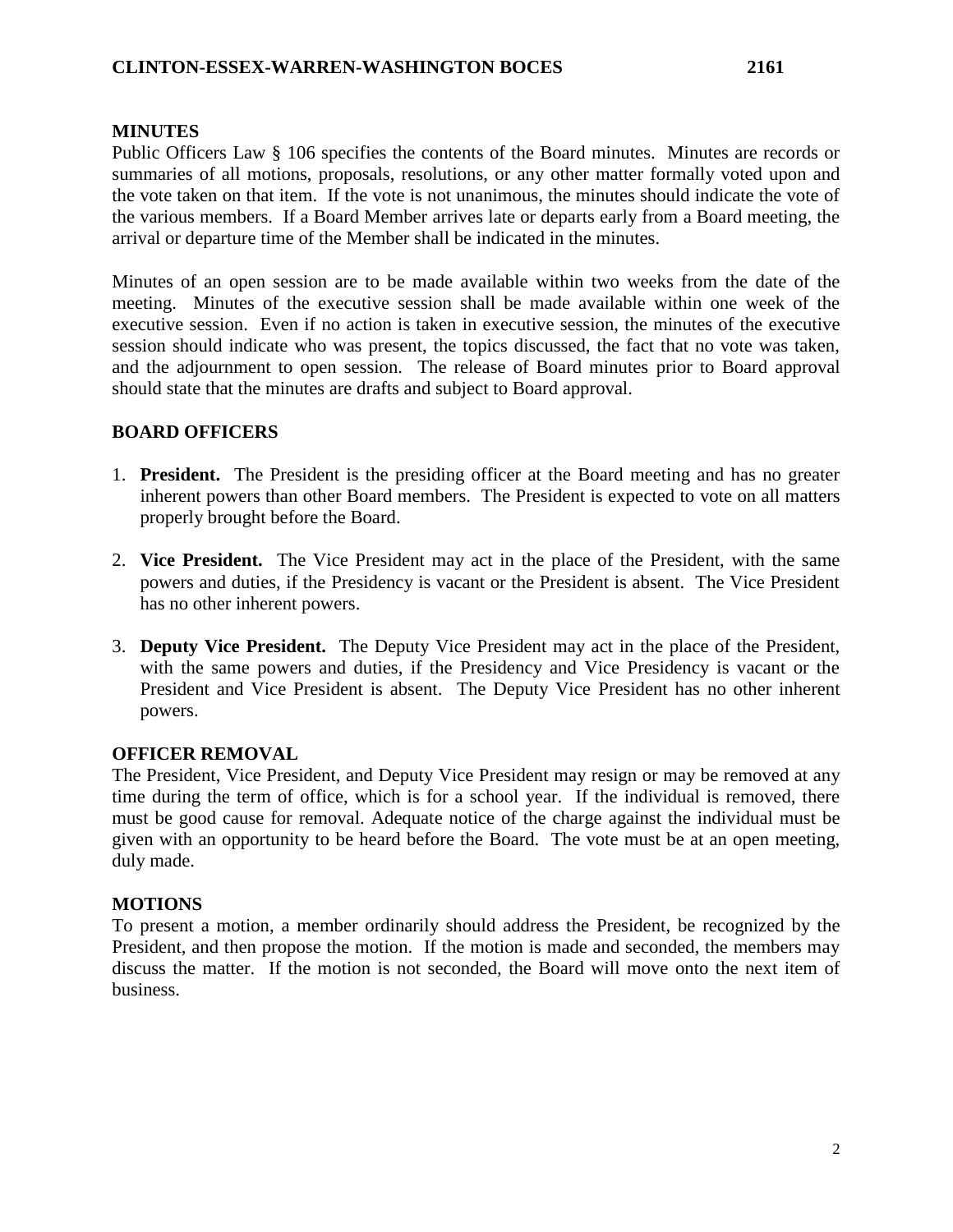## MINUTES

Public Officers Law § 106 specifies the contents of the Board minutes. Minutes are records or summaries of all motions, proposals, resolutions, or any other matter formally voted upon and the vote taken on that item. If the vote is not unanimous, the minutes should indicate the vote of the various members. If a Board Member arrives late or departs early from a Board meeting, the arrival or departure time of the Member shall be indicated in the minutes.

Minutes of an open session are to be made available within two weeks from the date of the meeting. Minutes of the executive session shall be made available within one week of the executive session. Even if no action is taken in executive session, the minutes of the executive session should indicate who was present, the topics discussed, the fact that no vote was taken, and the adjournment to open session. The release of Board minutes prior to Board approval should state that the minutes are drafts and subject to Board approval.

## BOARD OFFICERS

1. **President.** The President is the presiding officer at the Board meeting and has no greater inherent powers than other Board members. The President is expected to vote on all matters properly brought before the Board.

2. **Vice President.** The Vice President may act in the place of the President, with the same powers and duties, if the Presidency is vacant or the President is absent. The Vice President has no other inherent powers.

3. **Deputy Vice President.** The Deputy Vice President may act in the place of the President, with the same powers and duties, if the Presidency and Vice Presidency is vacant or the President and Vice President is absent. The Deputy Vice President has no other inherent powers.

## OFFICER REMOVAL

The President, Vice President, and Deputy Vice President may resign or may be removed at any time during the term of office, which is for a school year. If the individual is removed, there must be good cause for removal. Adequate notice of the charge against the individual must be given with an opportunity to be heard before the Board. The vote must be at an open meeting, duly made.

## MOTIONS

To present a motion, a member ordinarily should address the President, be recognized by the President, and then propose the motion. If the motion is made and seconded, the members may discuss the matter. If the motion is not seconded, the Board will move onto the next item of business.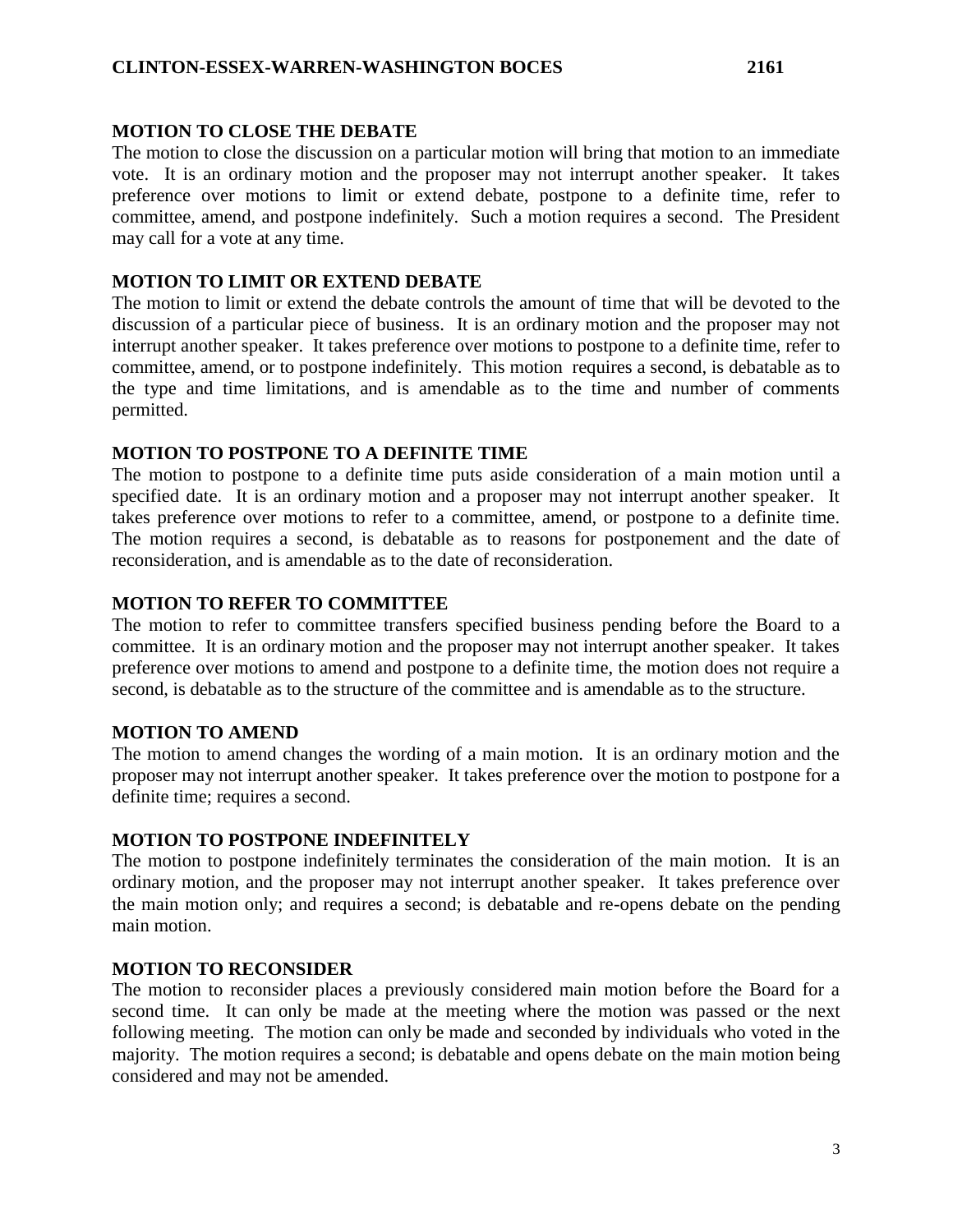**MOTION TO CLOSE THE DEBATE**

The motion to close the discussion on a particular motion will bring that motion to an immediate vote. It is an ordinary motion and the proposer may not interrupt another speaker. It takes preference over motions to limit or extend debate, postpone to a definite time, refer to committee, amend, and postpone indefinitely. Such a motion requires a second. The President may call for a vote at any time.

**MOTION TO LIMIT OR EXTEND DEBATE**

The motion to limit or extend the debate controls the amount of time that will be devoted to the discussion of a particular piece of business. It is an ordinary motion and the proposer may not interrupt another speaker. It takes preference over motions to postpone to a definite time, refer to committee, amend, or to postpone indefinitely. This motion requires a second, is debatable as to the type and time limitations, and is amendable as to the time and number of comments permitted.

**MOTION TO POSTPONE TO A DEFINITE TIME**

The motion to postpone to a definite time puts aside consideration of a main motion until a specified date. It is an ordinary motion and a proposer may not interrupt another speaker. It takes preference over motions to refer to a committee, amend, or postpone to a definite time. The motion requires a second, is debatable as to reasons for postponement and the date of reconsideration, and is amendable as to the date of reconsideration.

**MOTION TO REFER TO COMMITTEE**

The motion to refer to committee transfers specified business pending before the Board to a committee. It is an ordinary motion and the proposer may not interrupt another speaker. It takes preference over motions to amend and postpone to a definite time, the motion does not require a second, is debatable as to the structure of the committee and is amendable as to the structure.

**MOTION TO AMEND**

The motion to amend changes the wording of a main motion. It is an ordinary motion and the proposer may not interrupt another speaker. It takes preference over the motion to postpone for a definite time; requires a second.

**MOTION TO POSTPONE INDEFINITELY**

The motion to postpone indefinitely terminates the consideration of the main motion. It is an ordinary motion, and the proposer may not interrupt another speaker. It takes preference over the main motion only; and requires a second; is debatable and re-opens debate on the pending main motion.

**MOTION TO RECONSIDER**

The motion to reconsider places a previously considered main motion before the Board for a second time. It can only be made at the meeting where the motion was passed or the next following meeting. The motion can only be made and seconded by individuals who voted in the majority. The motion requires a second; is debatable and opens debate on the main motion being considered and may not be amended.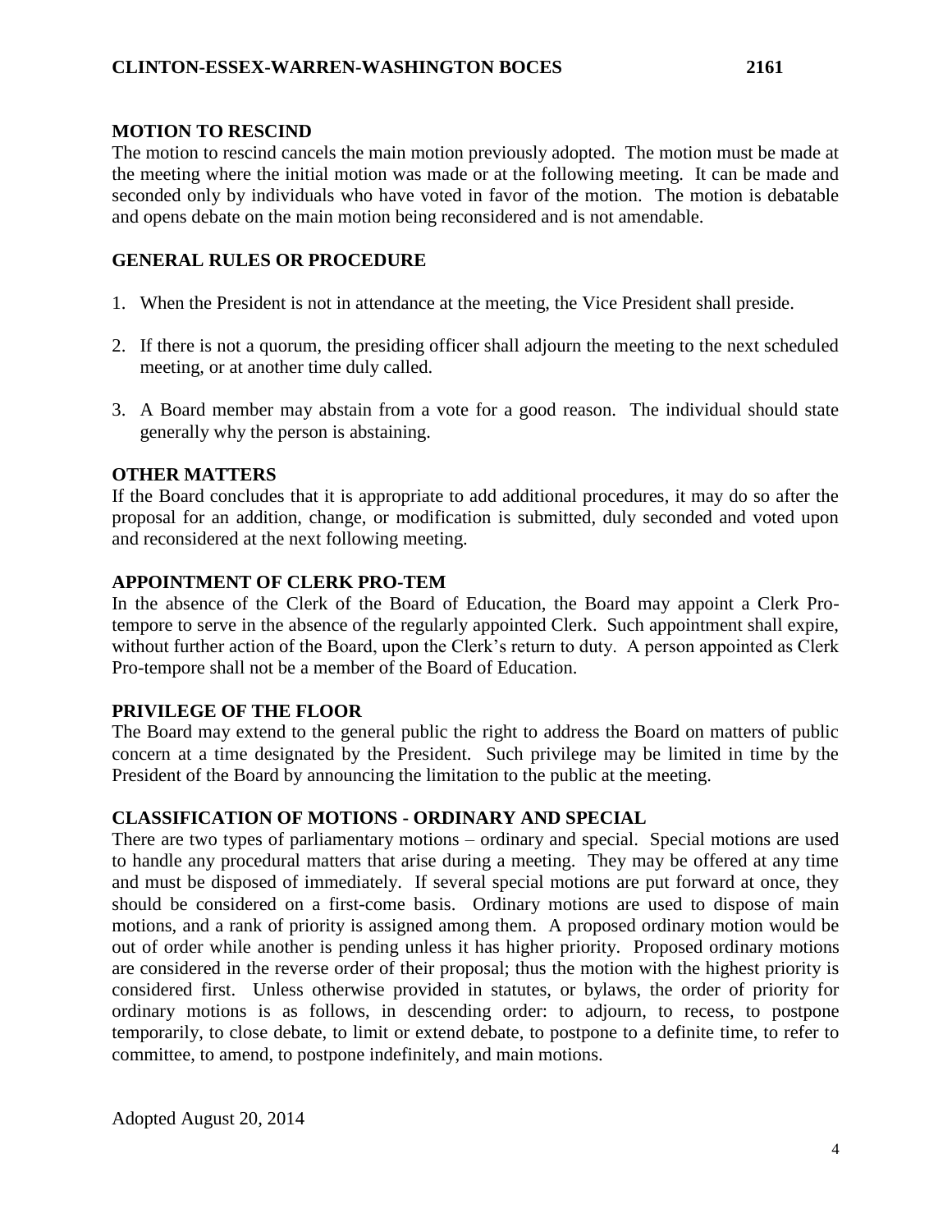## MOTION TO RESCIND

The motion to rescind cancels the main motion previously adopted. The motion must be made at the meeting where the initial motion was made or at the following meeting. It can be made and seconded only by individuals who have voted in favor of the motion. The motion is debatable and opens debate on the main motion being reconsidered and is not amendable.

## GENERAL RULES OR PROCEDURE

1. When the President is not in attendance at the meeting, the Vice President shall preside.
2. If there is not a quorum, the presiding officer shall adjourn the meeting to the next scheduled meeting, or at another time duly called.
3. A Board member may abstain from a vote for a good reason. The individual should state generally why the person is abstaining.

## OTHER MATTERS

If the Board concludes that it is appropriate to add additional procedures, it may do so after the proposal for an addition, change, or modification is submitted, duly seconded and voted upon and reconsidered at the next following meeting.

## APPOINTMENT OF CLERK PRO-TEM

In the absence of the Clerk of the Board of Education, the Board may appoint a Clerk Pro-tempore to serve in the absence of the regularly appointed Clerk. Such appointment shall expire, without further action of the Board, upon the Clerk's return to duty. A person appointed as Clerk Pro-tempore shall not be a member of the Board of Education.

## PRIVILEGE OF THE FLOOR

The Board may extend to the general public the right to address the Board on matters of public concern at a time designated by the President. Such privilege may be limited in time by the President of the Board by announcing the limitation to the public at the meeting.

## CLASSIFICATION OF MOTIONS - ORDINARY AND SPECIAL

There are two types of parliamentary motions – ordinary and special. Special motions are used to handle any procedural matters that arise during a meeting. They may be offered at any time and must be disposed of immediately. If several special motions are put forward at once, they should be considered on a first-come basis. Ordinary motions are used to dispose of main motions, and a rank of priority is assigned among them. A proposed ordinary motion would be out of order while another is pending unless it has higher priority. Proposed ordinary motions are considered in the reverse order of their proposal; thus the motion with the highest priority is considered first. Unless otherwise provided in statutes, or bylaws, the order of priority for ordinary motions is as follows, in descending order: to adjourn, to recess, to postpone temporarily, to close debate, to limit or extend debate, to postpone to a definite time, to refer to committee, to amend, to postpone indefinitely, and main motions.

Adopted August 20, 2014